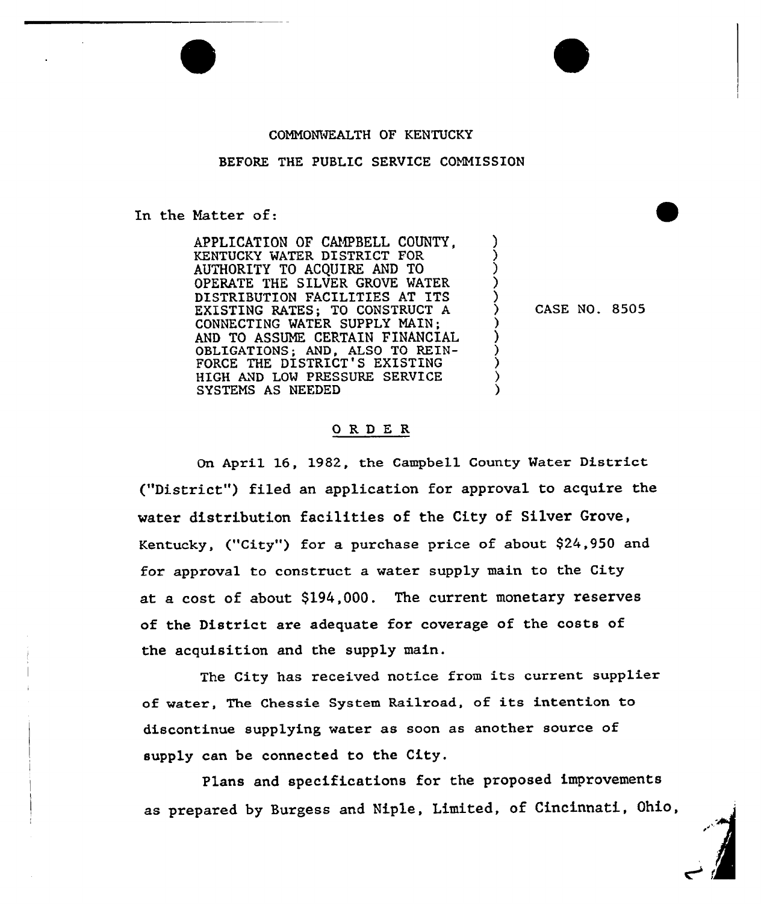COMMONWEALTH OF KENTUCKY

BEFORE THE PUBLIC SERVICE COMMISSION

In the Matter of:

APPLICATION OF CAMPBELL COUNTY, KENTUCKY WATER DISTRICT FOR AUTHORITY TO ACQUIRE AND TO OPERATE THE SILVER GROVE WATER DISTRIBUTION FACILITIES AT ITS EXISTING RATES; TO CONSTRUCT A CONNECTING WATER SUPPLY MAIN; AND TO ASSUME CERTAIN FINANCIAL OBLIGATIONS; AND, ALSO TO REINFORCE THE DISTRICT'S EXISTING HIGH AND LOW PRESSURE SERVICE SYSTEMS AS NEEDED ) CASE NO. 8505

# O R D E R

On April 16, 1982, the Campbell County Water District ("District") filed an application for approval to acquire the water distribution facilities of the City of Silver Grove, Kentucky, ("City") for a purchase price of about $24,950 and for approval to construct a water supply main to the City at a cost of about $194,000. The current monetary reserves of the District are adequate for coverage of the costs of the acquisition and the supply main.

The City has received notice from its current supplier of water, The Chessie System Railroad, of its intention to discontinue supplying water as soon as another source of supply can be connected to the City.

Plans and specifications for the proposed improvements as prepared by Burgess and Niple, Limited, of Cincinnati, Ohio,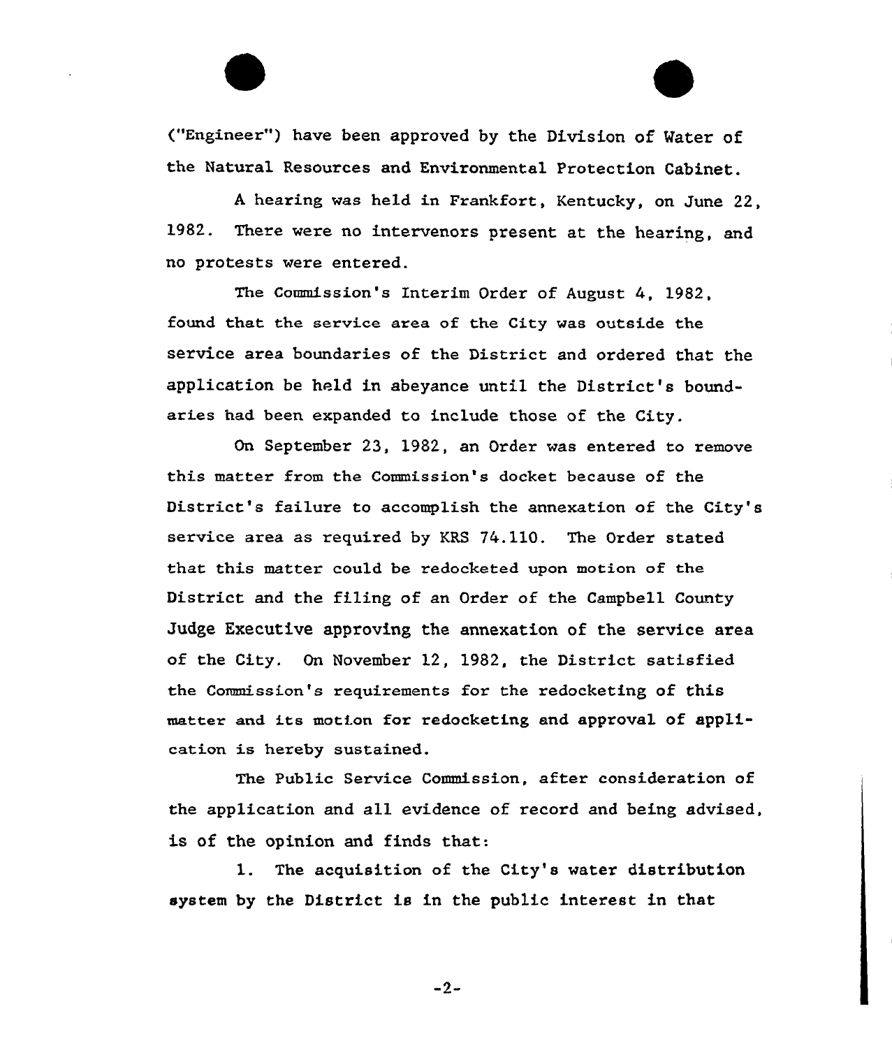("Engineer") have been approved by the Division of Water of the Natural Resources and Environmental Protection Cabinet.

A hearing was held in Frankfort, Kentucky, on June 22, 1982. There were no intervenors present at the hearing, and no protests were entered.

The Commission's Interim Order of August 4, 1982, found that the service area of the City was outside the service area boundaries of the District and ordered that the application be held in abeyance until the District's boundaries had been expanded to include those of the City.

On September 23, 1982, an Order was entered to remove this matter from the Commission's docket because of the District's failure to accomplish the annexation of the City's service area as required by KRS 74.110. The Order stated that this matter could be redocketed upon motion of the District and the filing of an Order of the Campbell County Judge Executive approving the annexation of the service area of the City. On November 12, 1982, the District satisfied the Commission's requirements for the redocketing of this matter and its motion for redocketing and approval of application is hereby sustained.

The Public Service Commission, after consideration of the application and all evidence of record and being advised, is of the opinion and finds that:

1. The acquisition of the City's water distribution system by the District is in the public interest in that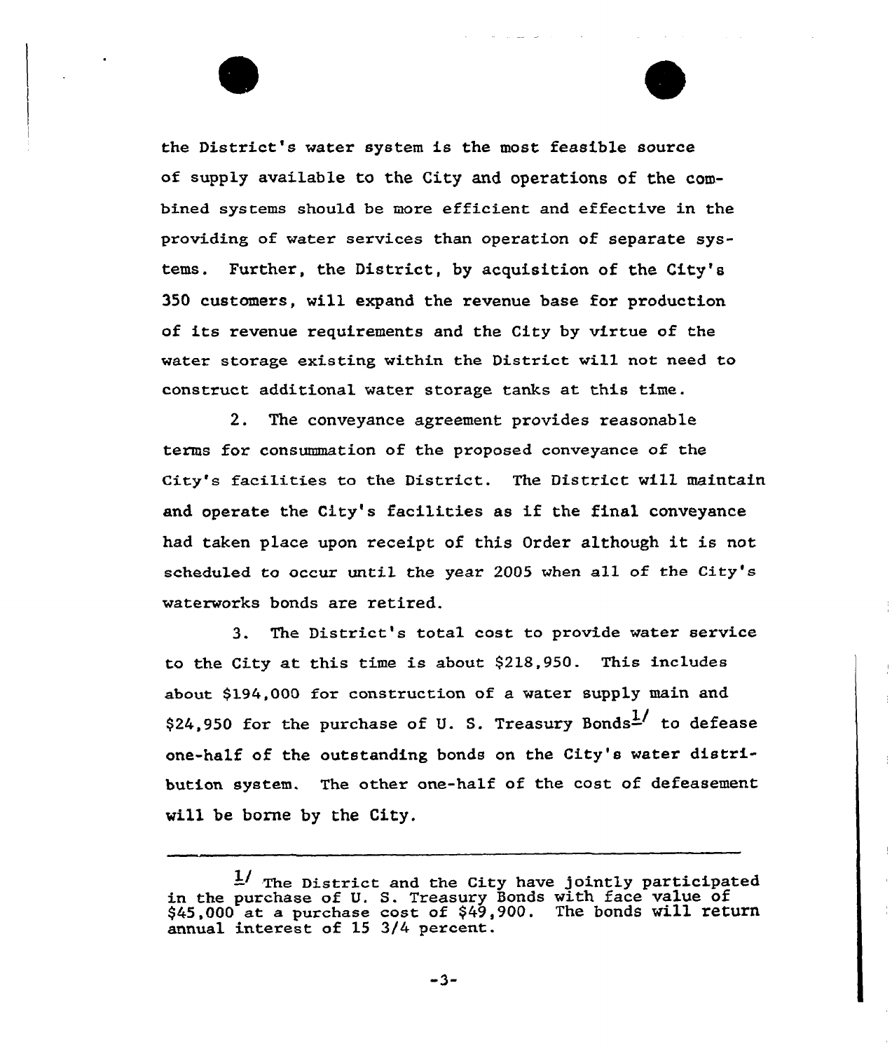the District's water system is the most feasible source of supply available to the City and operations of the combined systems should be more efficient and effective in the providing of water services than operation of separate systems. Further, the District, by acquisition of the City's 350 customers, will expand the revenue base for production of its revenue requirements and the City by virtue of the water storage existing within the District will not need to construct additional water storage tanks at this time.

2. The conveyance agreement provides reasonable terms for consummation of the proposed conveyance of the City's facilities to the District. The District will maintain and operate the City's facilities as if the final conveyance had taken place upon receipt of this Order although it is not scheduled to occur until the year 2005 when all of the City's waterworks bonds are retired.

3. The District's total cost to provide water service to the City at this time is about $218,950. This includes about $194,000 for construction of a water supply main and $24,950 for the purchase of U. S. Treasury Bonds[1] to defease one-half of the outstanding bonds on the City's water distribution system. The other one-half of the cost of defeasement will be borne by the City.

---

[1] The District and the City have jointly participated in the purchase of U. S. Treasury Bonds with face value of $45,000 at a purchase cost of $49,900. The bonds will return annual interest of 15 3/4 percent.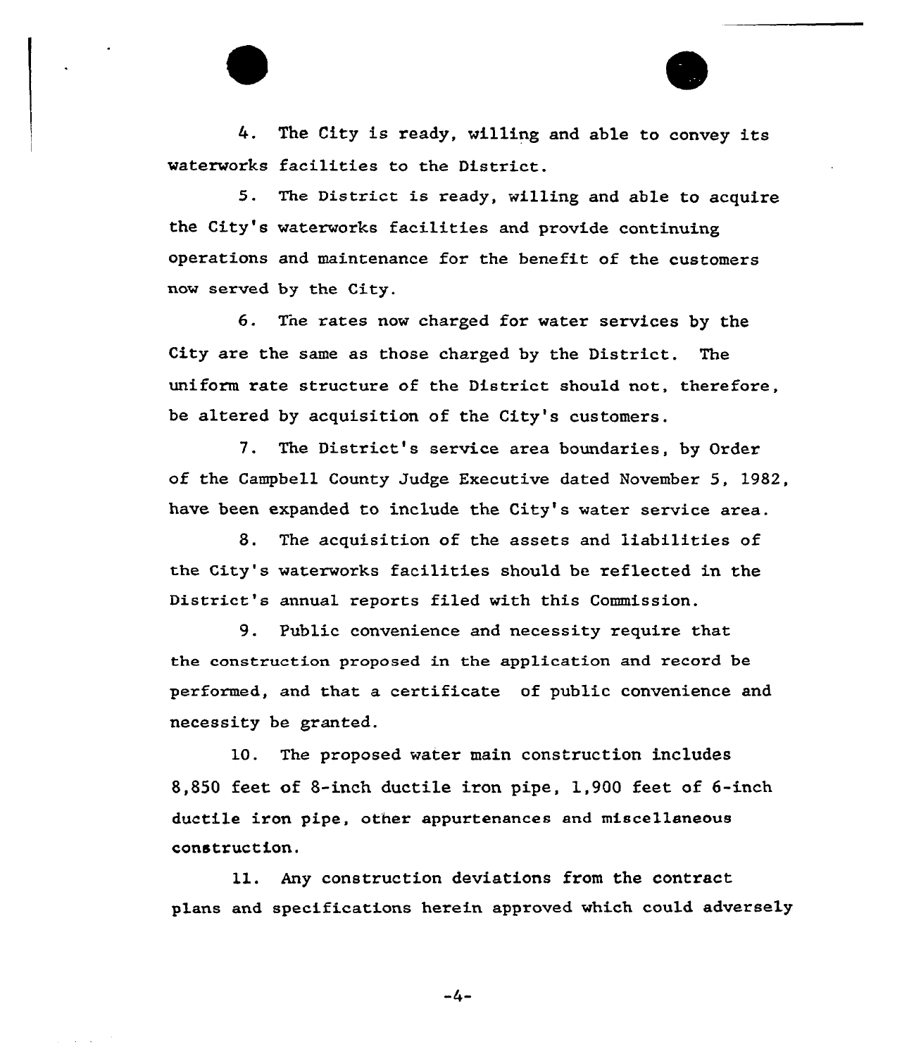4. The City is ready, willing and able to convey its waterworks facilities to the District.

5. The District is ready, willing and able to acquire the City's waterworks facilities and provide continuing operations and maintenance for the benefit of the customers now served by the City.

6. The rates now charged for water services by the City are the same as those charged by the District. The uniform rate structure of the District should not, therefore, be altered by acquisition of the City's customers.

7. The District's service area boundaries, by Order of the Campbell County Judge Executive dated November 5, 1982, have been expanded to include the City's water service area.

8. The acquisition of the assets and liabilities of the City's waterworks facilities should be reflected in the District's annual reports filed with this Commission.

9. Public convenience and necessity require that the construction proposed in the application and record be performed, and that a certificate of public convenience and necessity be granted.

10. The proposed water main construction includes 8,850 feet of 8-inch ductile iron pipe, 1,900 feet of 6-inch ductile iron pipe, other appurtenances and miscellaneous construction.

11. Any construction deviations from the contract plans and specifications herein approved which could adversely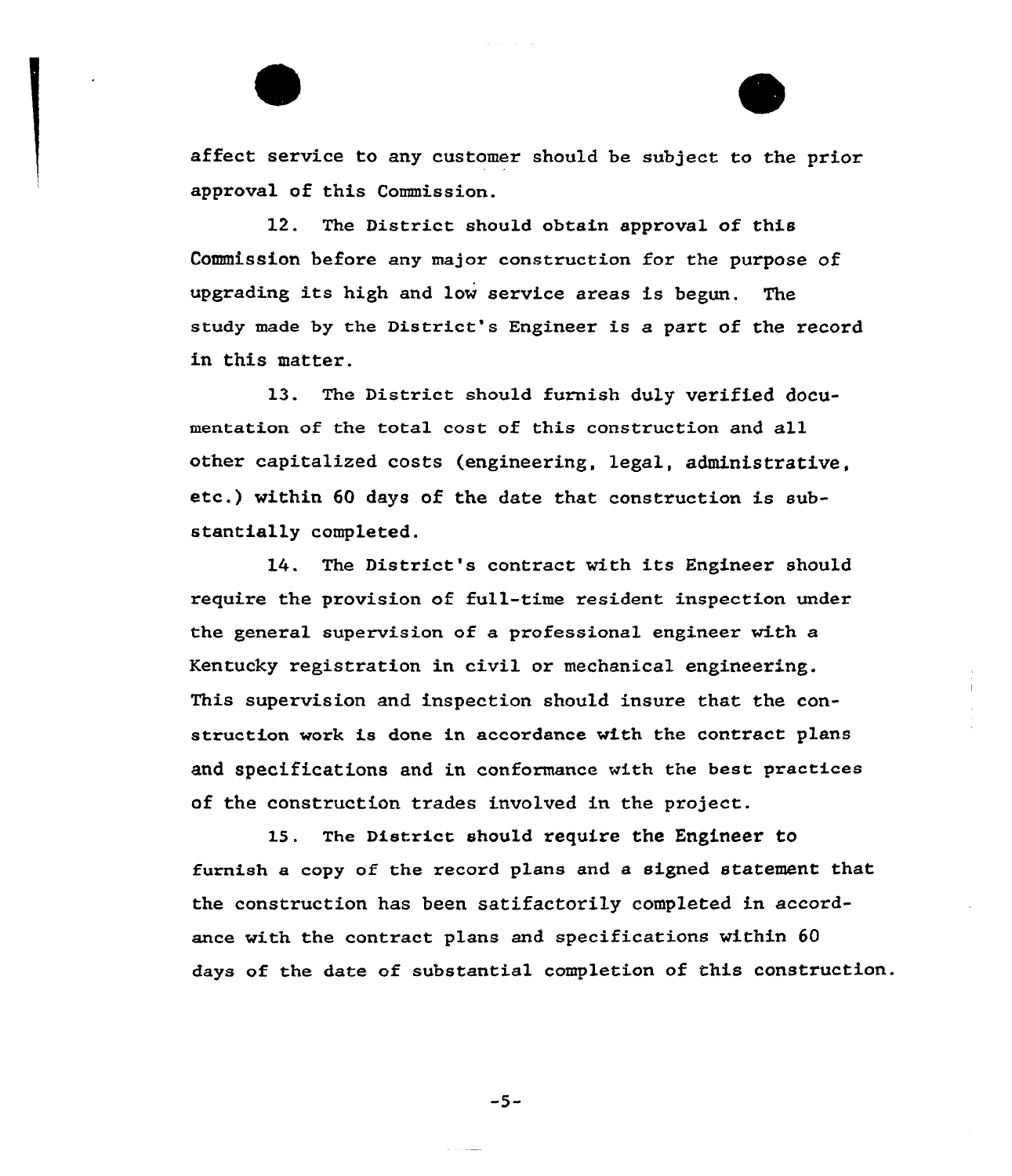affect service to any customer should be subject to the prior approval of this Commission.

12. The District should obtain approval of this Commission before any major construction for the purpose of upgrading its high and low service areas is begun. The study made by the District's Engineer is a part of the record in this matter.

13. The District should furnish duly verified documentation of the total cost of this construction and all other capitalized costs (engineering, legal, administrative, etc.) within 60 days of the date that construction is substantially completed.

14. The District's contract with its Engineer should require the provision of full-time resident inspection under the general supervision of a professional engineer with a Kentucky registration in civil or mechanical engineering. This supervision and inspection should insure that the construction work is done in accordance with the contract plans and specifications and in conformance with the best practices of the construction trades involved in the project.

15. The District should require the Engineer to furnish a copy of the record plans and a signed statement that the construction has been satifactorily completed in accordance with the contract plans and specifications within 60 days of the date of substantial completion of this construction.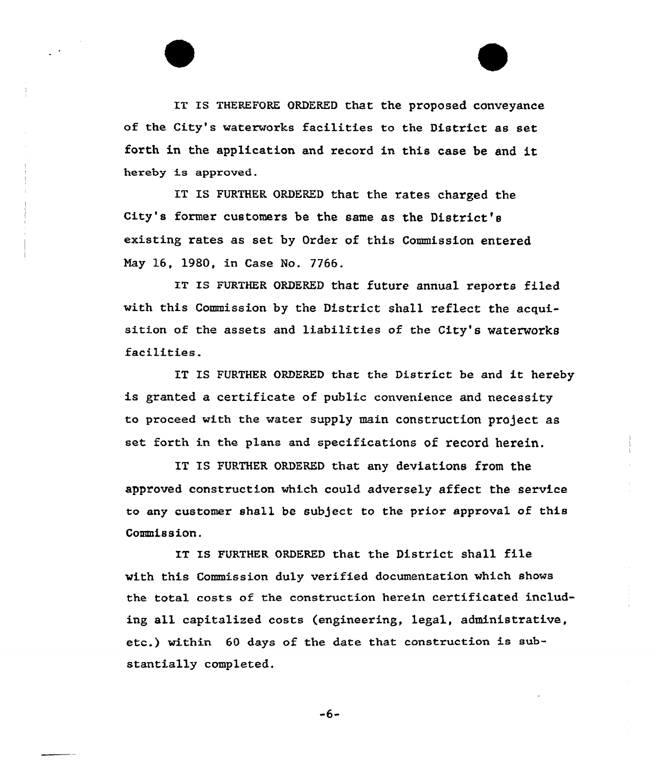IT IS THEREFORE ORDERED that the proposed conveyance of the City's waterworks facilities to the District as set forth in the application and record in this case be and it hereby is approved.

IT IS FURTHER ORDERED that the rates charged the City's former customers be the same as the District's existing rates as set by Order of this Commission entered May 16, 1980, in Case No. 7766.

IT IS FURTHER ORDERED that future annual reports filed with this Commission by the District shall reflect the acquisition of the assets and liabilities of the City's waterworks facilities.

IT IS FURTHER ORDERED that the District be and it hereby is granted a certificate of public convenience and necessity to proceed with the water supply main construction project as set forth in the plans and specifications of record herein.

IT IS FURTHER ORDERED that any deviations from the approved construction which could adversely affect the service to any customer shall be subject to the prior approval of this Commission.

IT IS FURTHER ORDERED that the District shall file with this Commission duly verified documentation which shows the total costs of the construction herein certificated including all capitalized costs (engineering, legal, administrative, etc.) within 60 days of the date that construction is substantially completed.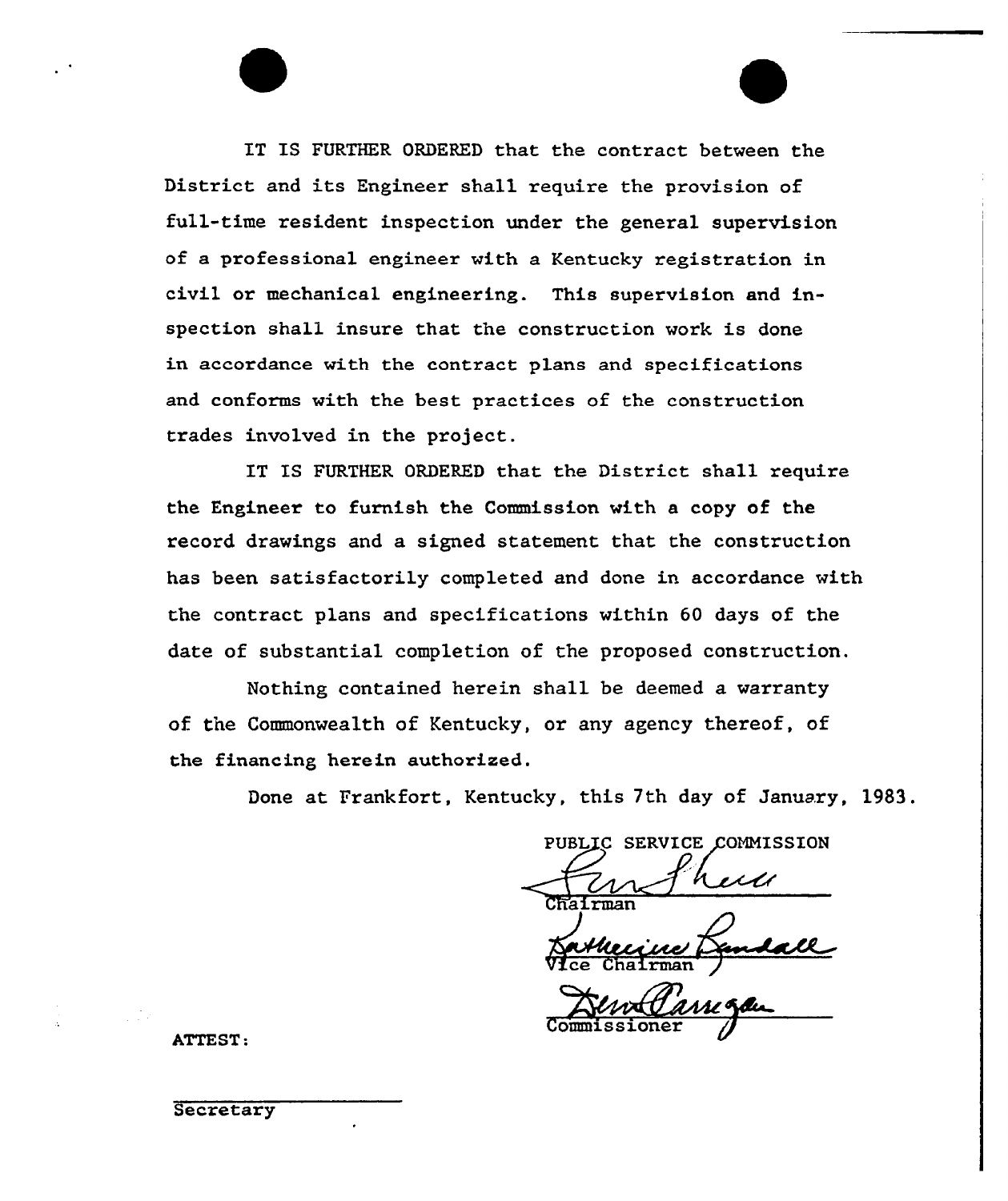IT IS FURTHER ORDERED that the contract between the District and its Engineer shall require the provision of full-time resident inspection under the general supervision of a professional engineer with a Kentucky registration in civil or mechanical engineering. This supervision and inspection shall insure that the construction work is done in accordance with the contract plans and specifications and conforms with the best practices of the construction trades involved in the project.

IT IS FURTHER ORDERED that the District shall require the Engineer to furnish the Commission with a copy of the record drawings and a signed statement that the construction has been satisfactorily completed and done in accordance with the contract plans and specifications within 60 days of the date of substantial completion of the proposed construction.

Nothing contained herein shall be deemed a warranty of the Commonwealth of Kentucky, or any agency thereof, of the financing herein authorized.

Done at Frankfort, Kentucky, this 7th day of January, 1983.

PUBLIC SERVICE COMMISSION

Chairman

Vice Chairman

Commissioner

ATTEST:

Secretary